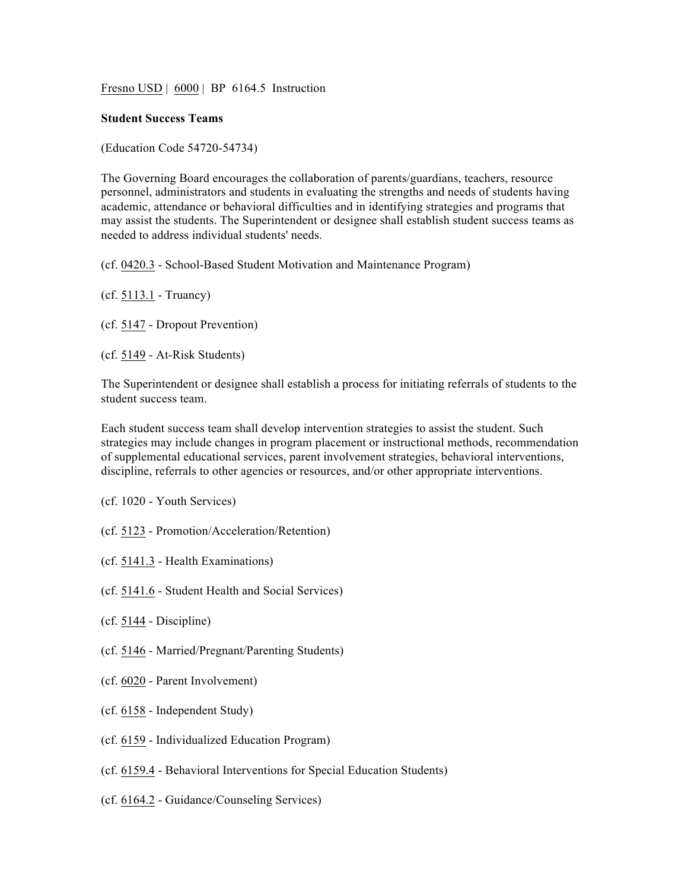Fresno USD | 6000 | BP 6164.5 Instruction

**Student Success Teams**

(Education Code 54720-54734)

The Governing Board encourages the collaboration of parents/guardians, teachers, resource personnel, administrators and students in evaluating the strengths and needs of students having academic, attendance or behavioral difficulties and in identifying strategies and programs that may assist the students. The Superintendent or designee shall establish student success teams as needed to address individual students' needs.

(cf. 0420.3 - School-Based Student Motivation and Maintenance Program)

(cf. 5113.1 - Truancy)

(cf. 5147 - Dropout Prevention)

(cf. 5149 - At-Risk Students)

The Superintendent or designee shall establish a process for initiating referrals of students to the student success team.

Each student success team shall develop intervention strategies to assist the student. Such strategies may include changes in program placement or instructional methods, recommendation of supplemental educational services, parent involvement strategies, behavioral interventions, discipline, referrals to other agencies or resources, and/or other appropriate interventions.

(cf. 1020 - Youth Services)

(cf. 5123 - Promotion/Acceleration/Retention)

(cf. 5141.3 - Health Examinations)

(cf. 5141.6 - Student Health and Social Services)

(cf. 5144 - Discipline)

(cf. 5146 - Married/Pregnant/Parenting Students)

(cf. 6020 - Parent Involvement)

(cf. 6158 - Independent Study)

(cf. 6159 - Individualized Education Program)

(cf. 6159.4 - Behavioral Interventions for Special Education Students)

(cf. 6164.2 - Guidance/Counseling Services)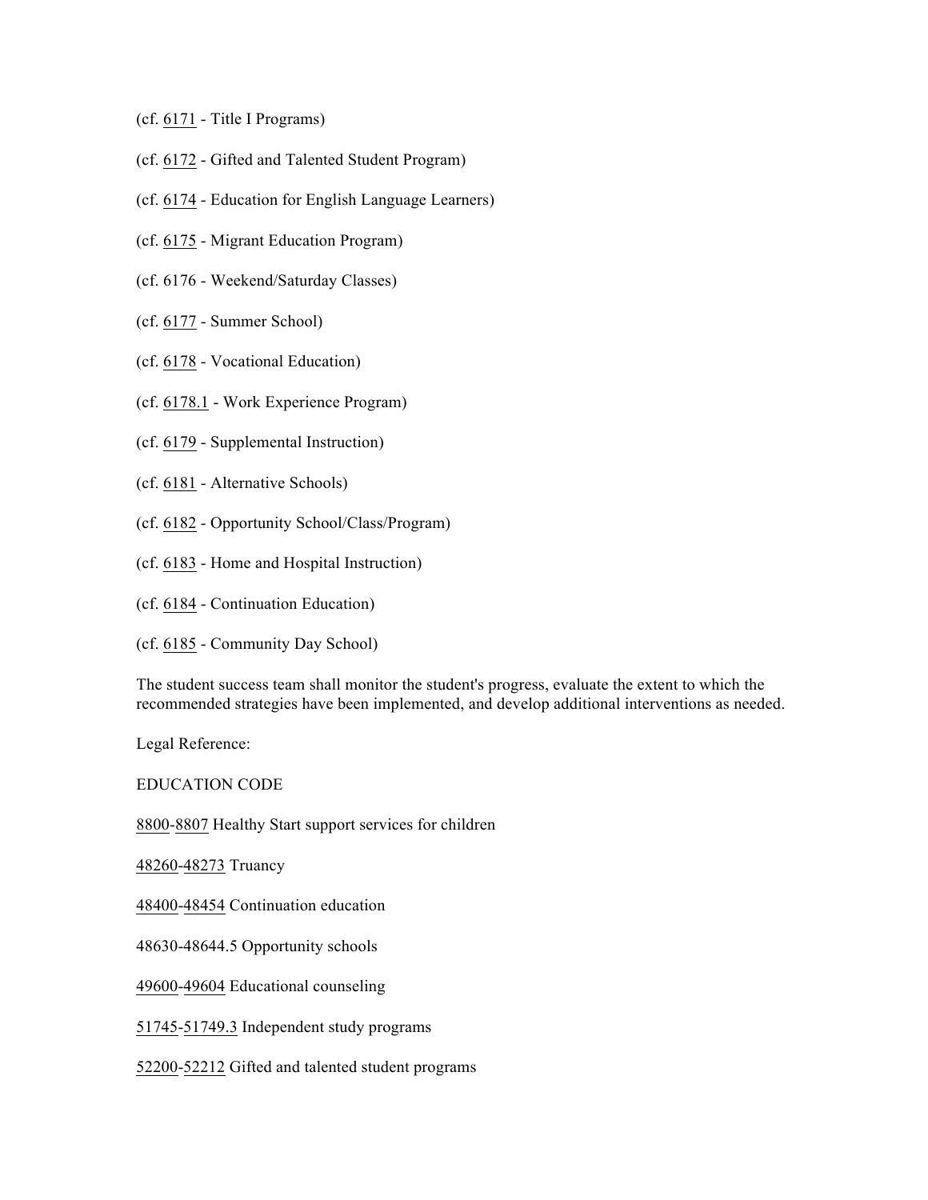(cf. 6171 - Title I Programs)

(cf. 6172 - Gifted and Talented Student Program)

(cf. 6174 - Education for English Language Learners)

(cf. 6175 - Migrant Education Program)

(cf. 6176 - Weekend/Saturday Classes)

(cf. 6177 - Summer School)

(cf. 6178 - Vocational Education)

(cf. 6178.1 - Work Experience Program)

(cf. 6179 - Supplemental Instruction)

(cf. 6181 - Alternative Schools)

(cf. 6182 - Opportunity School/Class/Program)

(cf. 6183 - Home and Hospital Instruction)

(cf. 6184 - Continuation Education)

(cf. 6185 - Community Day School)

The student success team shall monitor the student's progress, evaluate the extent to which the recommended strategies have been implemented, and develop additional interventions as needed.

Legal Reference:

EDUCATION CODE

8800-8807 Healthy Start support services for children

48260-48273 Truancy

48400-48454 Continuation education

48630-48644.5 Opportunity schools

49600-49604 Educational counseling

51745-51749.3 Independent study programs

52200-52212 Gifted and talented student programs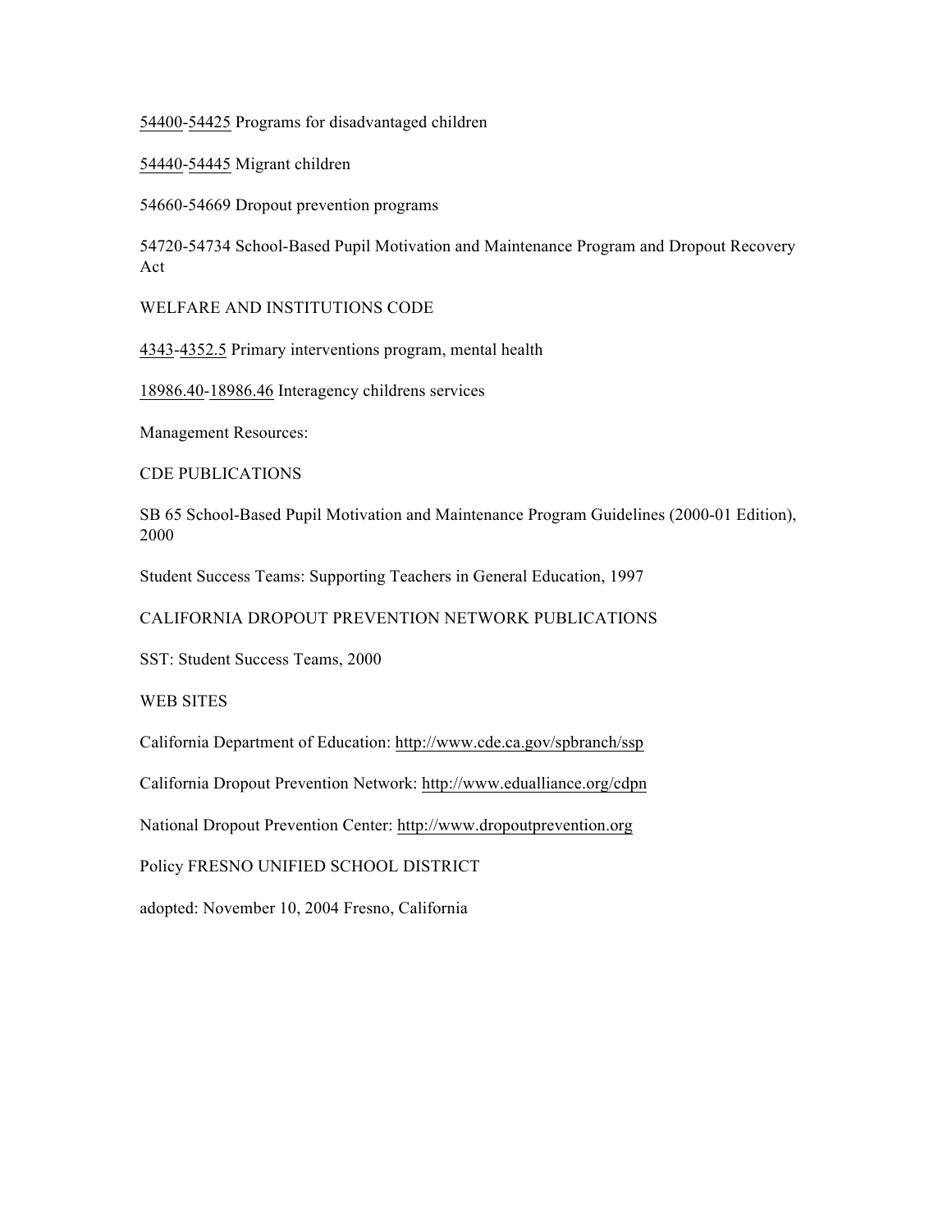54400-54425 Programs for disadvantaged children

54440-54445 Migrant children

54660-54669 Dropout prevention programs

54720-54734 School-Based Pupil Motivation and Maintenance Program and Dropout Recovery Act

WELFARE AND INSTITUTIONS CODE

4343-4352.5 Primary interventions program, mental health

18986.40-18986.46 Interagency childrens services

Management Resources:

CDE PUBLICATIONS

SB 65 School-Based Pupil Motivation and Maintenance Program Guidelines (2000-01 Edition), 2000

Student Success Teams: Supporting Teachers in General Education, 1997

CALIFORNIA DROPOUT PREVENTION NETWORK PUBLICATIONS

SST: Student Success Teams, 2000

WEB SITES

California Department of Education: http://www.cde.ca.gov/spbranch/ssp

California Dropout Prevention Network: http://www.edualliance.org/cdpn

National Dropout Prevention Center: http://www.dropoutprevention.org

Policy FRESNO UNIFIED SCHOOL DISTRICT

adopted: November 10, 2004 Fresno, California